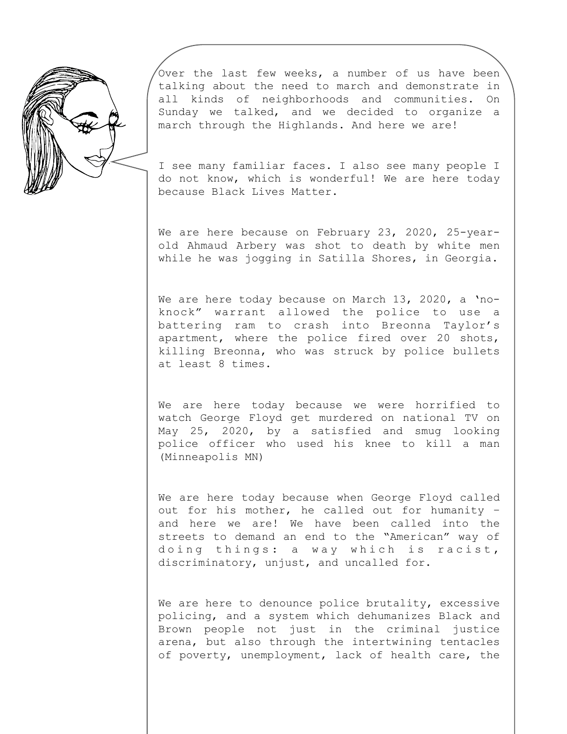Over the last few weeks, a number of us have been talking about the need to march and demonstrate in all kinds of neighborhoods and communities. On Sunday we talked, and we decided to organize a march through the Highlands. And here we are!

I see many familiar faces. I also see many people I do not know, which is wonderful! We are here today because Black Lives Matter.

We are here because on February 23, 2020, 25-year-old Ahmaud Arbery was shot to death by white men while he was jogging in Satilla Shores, in Georgia.

We are here today because on March 13, 2020, a 'no-knock" warrant allowed the police to use a battering ram to crash into Breonna Taylor's apartment, where the police fired over 20 shots, killing Breonna, who was struck by police bullets at least 8 times.

We are here today because we were horrified to watch George Floyd get murdered on national TV on May 25, 2020, by a satisfied and smug looking police officer who used his knee to kill a man (Minneapolis MN)

We are here today because when George Floyd called out for his mother, he called out for humanity – and here we are! We have been called into the streets to demand an end to the "American" way of doing things: a way which is racist, discriminatory, unjust, and uncalled for.

We are here to denounce police brutality, excessive policing, and a system which dehumanizes Black and Brown people not just in the criminal justice arena, but also through the intertwining tentacles of poverty, unemployment, lack of health care, the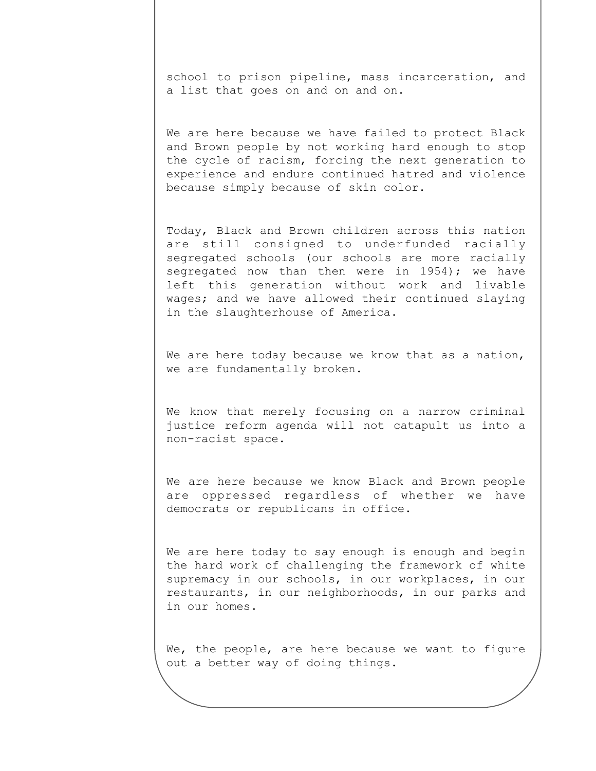school to prison pipeline, mass incarceration, and a list that goes on and on and on.

We are here because we have failed to protect Black and Brown people by not working hard enough to stop the cycle of racism, forcing the next generation to experience and endure continued hatred and violence because simply because of skin color.

Today, Black and Brown children across this nation are still consigned to underfunded racially segregated schools (our schools are more racially segregated now than then were in 1954); we have left this generation without work and livable wages; and we have allowed their continued slaying in the slaughterhouse of America.

We are here today because we know that as a nation, we are fundamentally broken.

We know that merely focusing on a narrow criminal justice reform agenda will not catapult us into a non-racist space.

We are here because we know Black and Brown people are oppressed regardless of whether we have democrats or republicans in office.

We are here today to say enough is enough and begin the hard work of challenging the framework of white supremacy in our schools, in our workplaces, in our restaurants, in our neighborhoods, in our parks and in our homes.

We, the people, are here because we want to figure out a better way of doing things.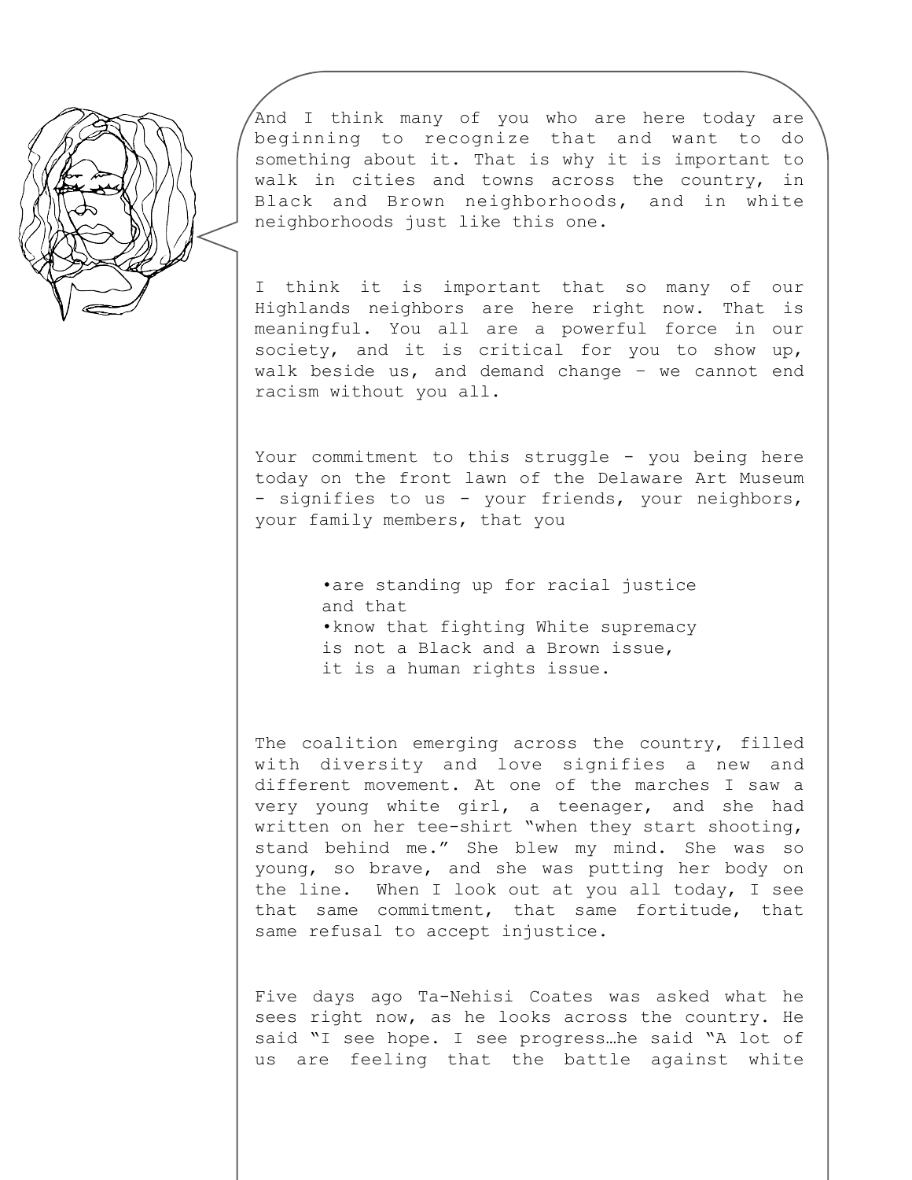And I think many of you who are here today are beginning to recognize that and want to do something about it. That is why it is important to walk in cities and towns across the country, in Black and Brown neighborhoods, and in white neighborhoods just like this one.

I think it is important that so many of our Highlands neighbors are here right now. That is meaningful. You all are a powerful force in our society, and it is critical for you to show up, walk beside us, and demand change – we cannot end racism without you all.

Your commitment to this struggle - you being here today on the front lawn of the Delaware Art Museum - signifies to us - your friends, your neighbors, your family members, that you

- are standing up for racial justice and that
- know that fighting White supremacy is not a Black and a Brown issue, it is a human rights issue.

The coalition emerging across the country, filled with diversity and love signifies a new and different movement. At one of the marches I saw a very young white girl, a teenager, and she had written on her tee-shirt "when they start shooting, stand behind me." She blew my mind. She was so young, so brave, and she was putting her body on the line. When I look out at you all today, I see that same commitment, that same fortitude, that same refusal to accept injustice.

Five days ago Ta-Nehisi Coates was asked what he sees right now, as he looks across the country. He said "I see hope. I see progress…he said "A lot of us are feeling that the battle against white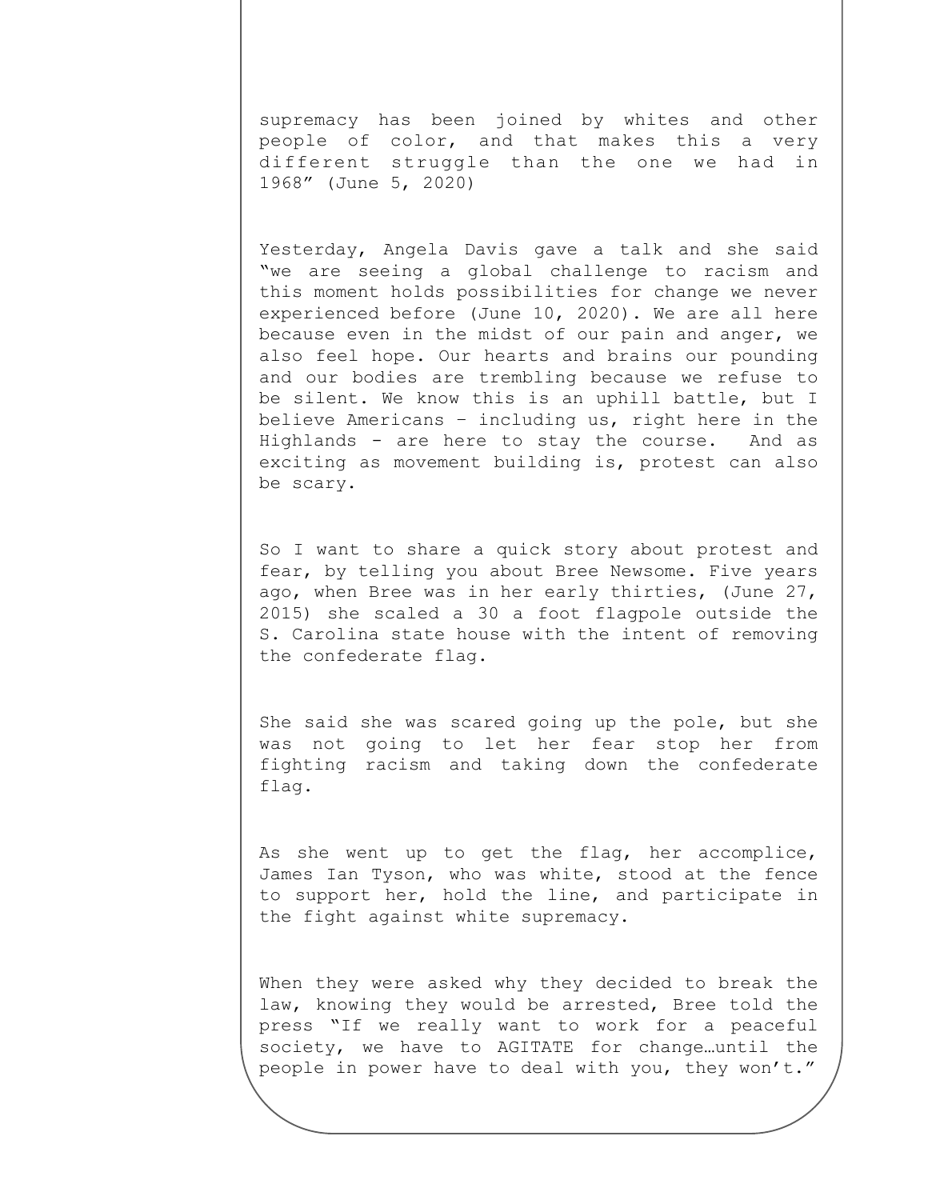supremacy has been joined by whites and other people of color, and that makes this a very different struggle than the one we had in 1968" (June 5, 2020)

Yesterday, Angela Davis gave a talk and she said "we are seeing a global challenge to racism and this moment holds possibilities for change we never experienced before (June 10, 2020). We are all here because even in the midst of our pain and anger, we also feel hope. Our hearts and brains our pounding and our bodies are trembling because we refuse to be silent. We know this is an uphill battle, but I believe Americans – including us, right here in the Highlands - are here to stay the course. And as exciting as movement building is, protest can also be scary.

So I want to share a quick story about protest and fear, by telling you about Bree Newsome. Five years ago, when Bree was in her early thirties, (June 27, 2015) she scaled a 30 a foot flagpole outside the S. Carolina state house with the intent of removing the confederate flag.

She said she was scared going up the pole, but she was not going to let her fear stop her from fighting racism and taking down the confederate flag.

As she went up to get the flag, her accomplice, James Ian Tyson, who was white, stood at the fence to support her, hold the line, and participate in the fight against white supremacy.

When they were asked why they decided to break the law, knowing they would be arrested, Bree told the press "If we really want to work for a peaceful society, we have to AGITATE for change…until the people in power have to deal with you, they won't."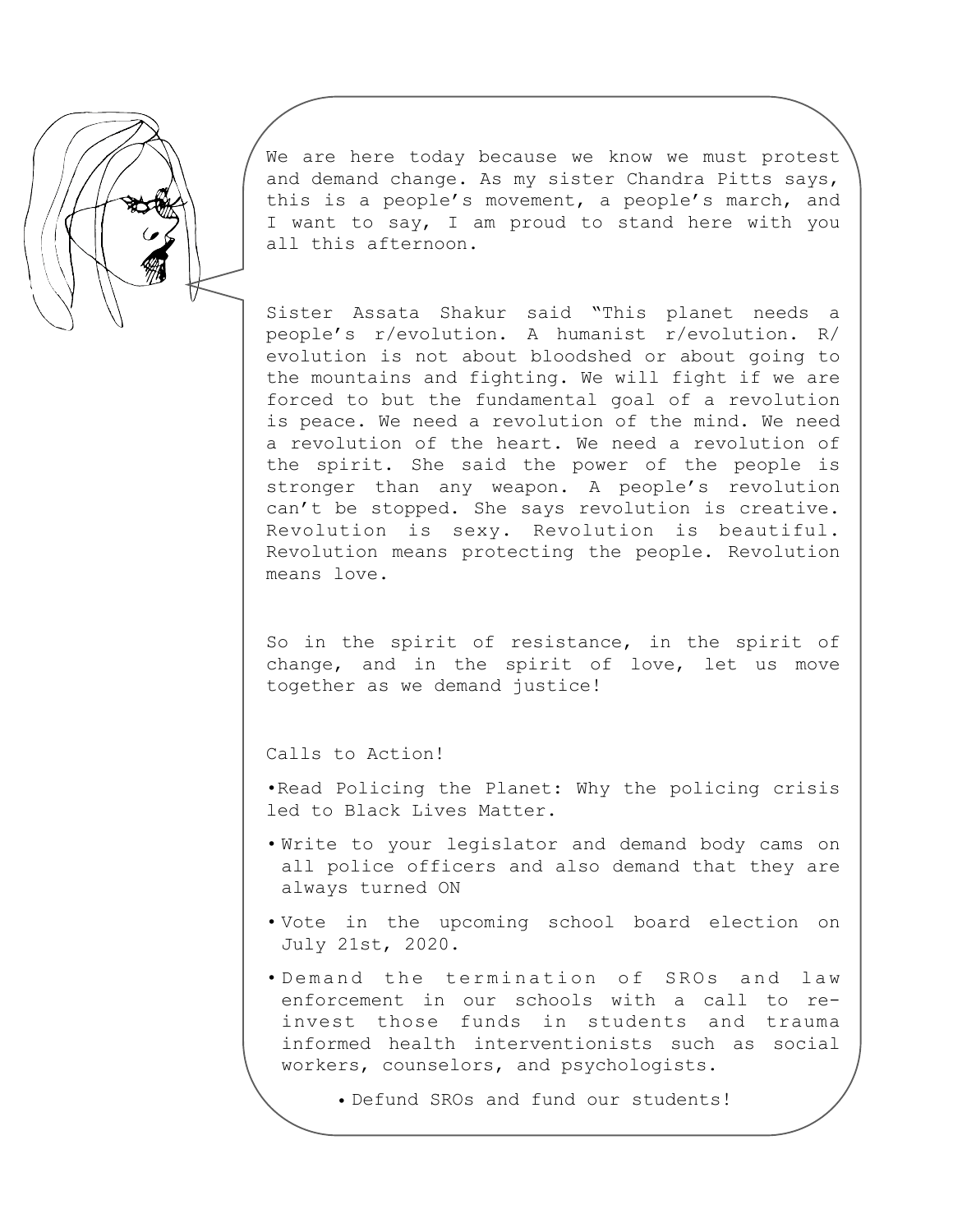We are here today because we know we must protest and demand change. As my sister Chandra Pitts says, this is a people's movement, a people's march, and I want to say, I am proud to stand here with you all this afternoon.

Sister Assata Shakur said "This planet needs a people's r/evolution. A humanist r/evolution. R/evolution is not about bloodshed or about going to the mountains and fighting. We will fight if we are forced to but the fundamental goal of a revolution is peace. We need a revolution of the mind. We need a revolution of the heart. We need a revolution of the spirit. She said the power of the people is stronger than any weapon. A people's revolution can't be stopped. She says revolution is creative. Revolution is sexy. Revolution is beautiful. Revolution means protecting the people. Revolution means love.

So in the spirit of resistance, in the spirit of change, and in the spirit of love, let us move together as we demand justice!

Calls to Action!

- Read Policing the Planet: Why the policing crisis led to Black Lives Matter.
- Write to your legislator and demand body cams on all police officers and also demand that they are always turned ON
- Vote in the upcoming school board election on July 21st, 2020.
- Demand the termination of SROs and law enforcement in our schools with a call to re-invest those funds in students and trauma informed health interventionists such as social workers, counselors, and psychologists.
    - Defund SROs and fund our students!